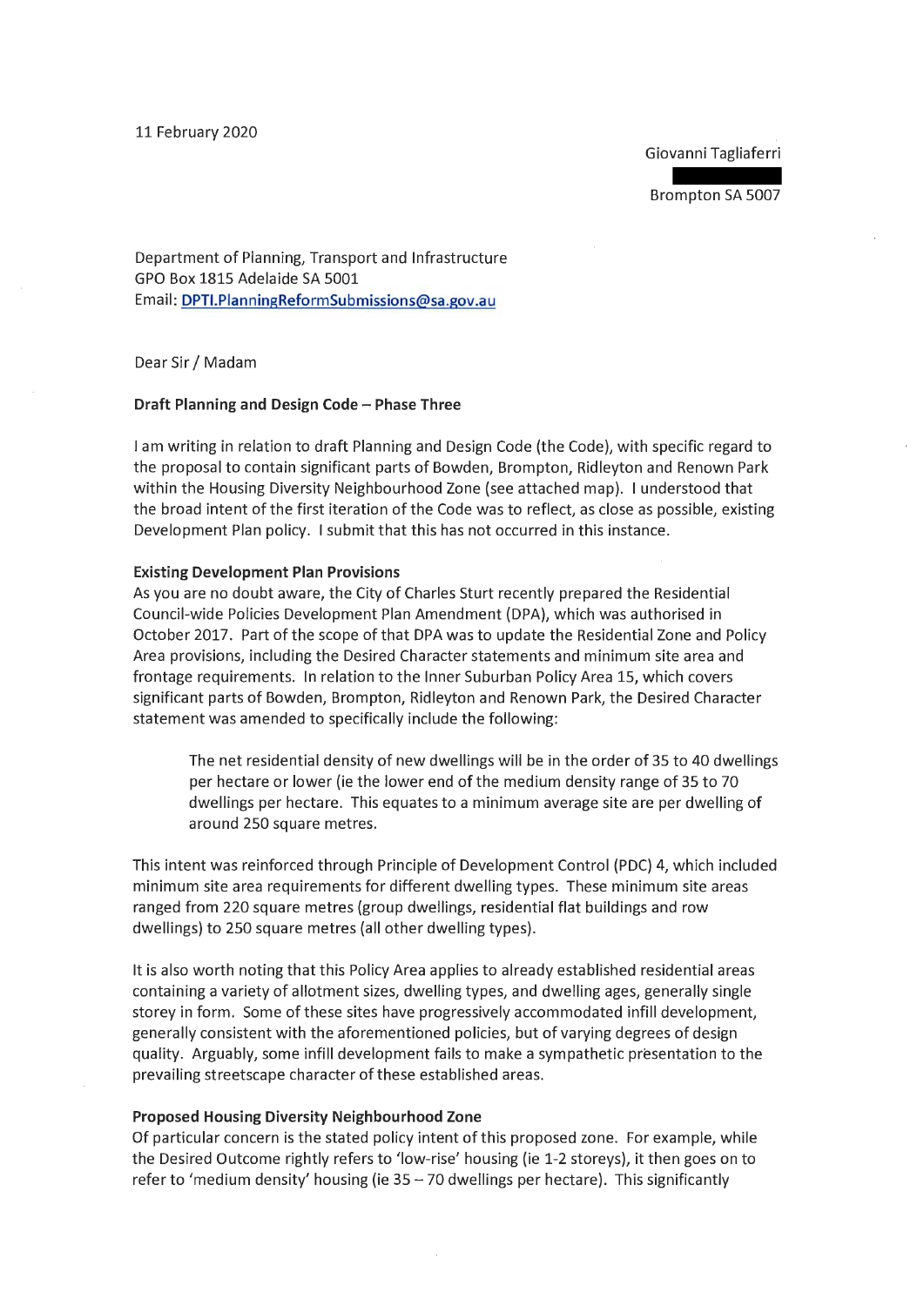11 February 2020

Giovanni Tagliaferri

Brompton SA 5007

Department of Planning, Transport and Infrastructure
GPO Box 1815 Adelaide SA 5001
Email: **DPTI.PlanningReformSubmissions@sa.gov.au**

Dear Sir / Madam

**Draft Planning and Design Code – Phase Three**

I am writing in relation to draft Planning and Design Code (the Code), with specific regard to the proposal to contain significant parts of Bowden, Brompton, Ridleyton and Renown Park within the Housing Diversity Neighbourhood Zone (see attached map). I understood that the broad intent of the first iteration of the Code was to reflect, as close as possible, existing Development Plan policy. I submit that this has not occurred in this instance.

**Existing Development Plan Provisions**

As you are no doubt aware, the City of Charles Sturt recently prepared the Residential Council-wide Policies Development Plan Amendment (DPA), which was authorised in October 2017. Part of the scope of that DPA was to update the Residential Zone and Policy Area provisions, including the Desired Character statements and minimum site area and frontage requirements. In relation to the Inner Suburban Policy Area 15, which covers significant parts of Bowden, Brompton, Ridleyton and Renown Park, the Desired Character statement was amended to specifically include the following:

> The net residential density of new dwellings will be in the order of 35 to 40 dwellings per hectare or lower (ie the lower end of the medium density range of 35 to 70 dwellings per hectare. This equates to a minimum average site are per dwelling of around 250 square metres.

This intent was reinforced through Principle of Development Control (PDC) 4, which included minimum site area requirements for different dwelling types. These minimum site areas ranged from 220 square metres (group dwellings, residential flat buildings and row dwellings) to 250 square metres (all other dwelling types).

It is also worth noting that this Policy Area applies to already established residential areas containing a variety of allotment sizes, dwelling types, and dwelling ages, generally single storey in form. Some of these sites have progressively accommodated infill development, generally consistent with the aforementioned policies, but of varying degrees of design quality. Arguably, some infill development fails to make a sympathetic presentation to the prevailing streetscape character of these established areas.

**Proposed Housing Diversity Neighbourhood Zone**

Of particular concern is the stated policy intent of this proposed zone. For example, while the Desired Outcome rightly refers to 'low-rise' housing (ie 1-2 storeys), it then goes on to refer to 'medium density' housing (ie 35 – 70 dwellings per hectare). This significantly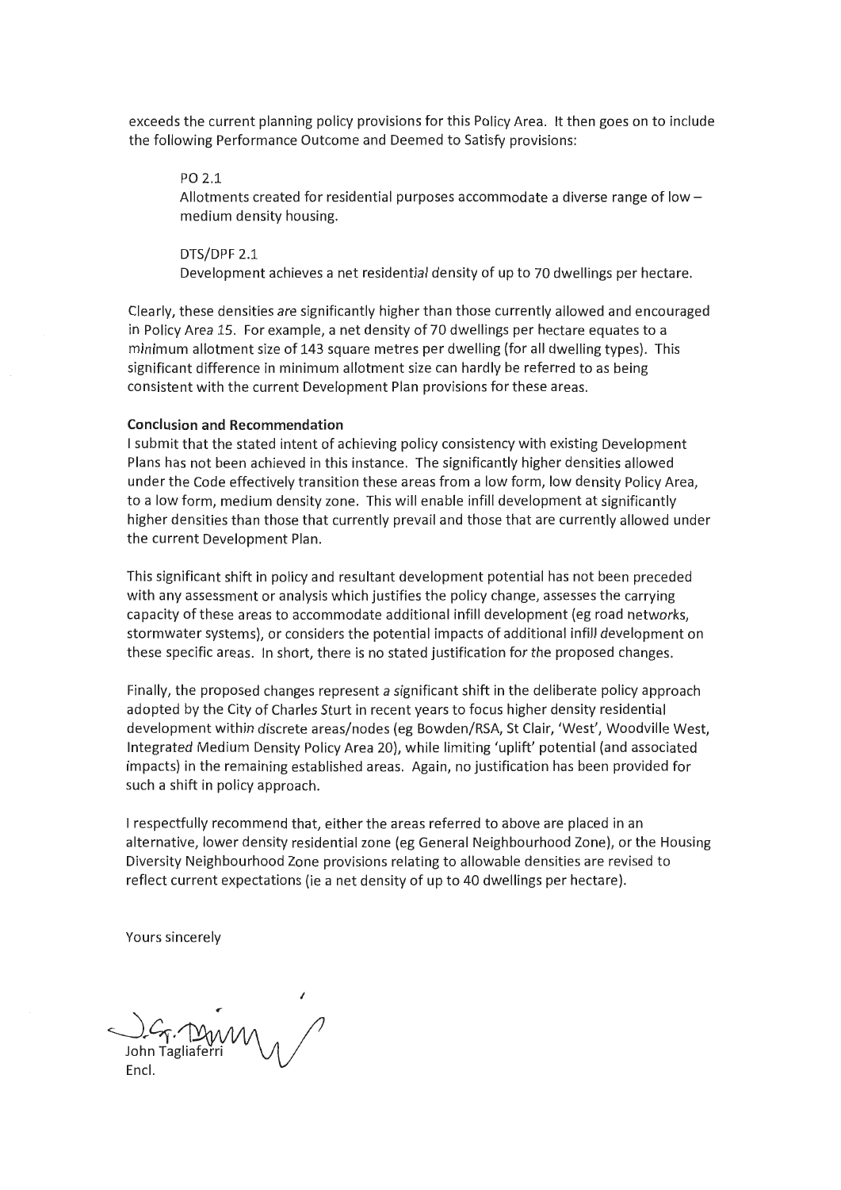exceeds the current planning policy provisions for this Policy Area. It then goes on to include the following Performance Outcome and Deemed to Satisfy provisions:

> PO 2.1
> Allotments created for residential purposes accommodate a diverse range of low – medium density housing.
>
> DTS/DPF 2.1
> Development achieves a net residential density of up to 70 dwellings per hectare.

Clearly, these densities are significantly higher than those currently allowed and encouraged in Policy Area 15. For example, a net density of 70 dwellings per hectare equates to a minimum allotment size of 143 square metres per dwelling (for all dwelling types). This significant difference in minimum allotment size can hardly be referred to as being consistent with the current Development Plan provisions for these areas.

**Conclusion and Recommendation**

I submit that the stated intent of achieving policy consistency with existing Development Plans has not been achieved in this instance. The significantly higher densities allowed under the Code effectively transition these areas from a low form, low density Policy Area, to a low form, medium density zone. This will enable infill development at significantly higher densities than those that currently prevail and those that are currently allowed under the current Development Plan.

This significant shift in policy and resultant development potential has not been preceded with any assessment or analysis which justifies the policy change, assesses the carrying capacity of these areas to accommodate additional infill development (eg road networks, stormwater systems), or considers the potential impacts of additional infill development on these specific areas. In short, there is no stated justification for the proposed changes.

Finally, the proposed changes represent a significant shift in the deliberate policy approach adopted by the City of Charles Sturt in recent years to focus higher density residential development within discrete areas/nodes (eg Bowden/RSA, St Clair, 'West', Woodville West, Integrated Medium Density Policy Area 20), while limiting 'uplift' potential (and associated impacts) in the remaining established areas. Again, no justification has been provided for such a shift in policy approach.

I respectfully recommend that, either the areas referred to above are placed in an alternative, lower density residential zone (eg General Neighbourhood Zone), or the Housing Diversity Neighbourhood Zone provisions relating to allowable densities are revised to reflect current expectations (ie a net density of up to 40 dwellings per hectare).

Yours sincerely

John Tagliaferri

Encl.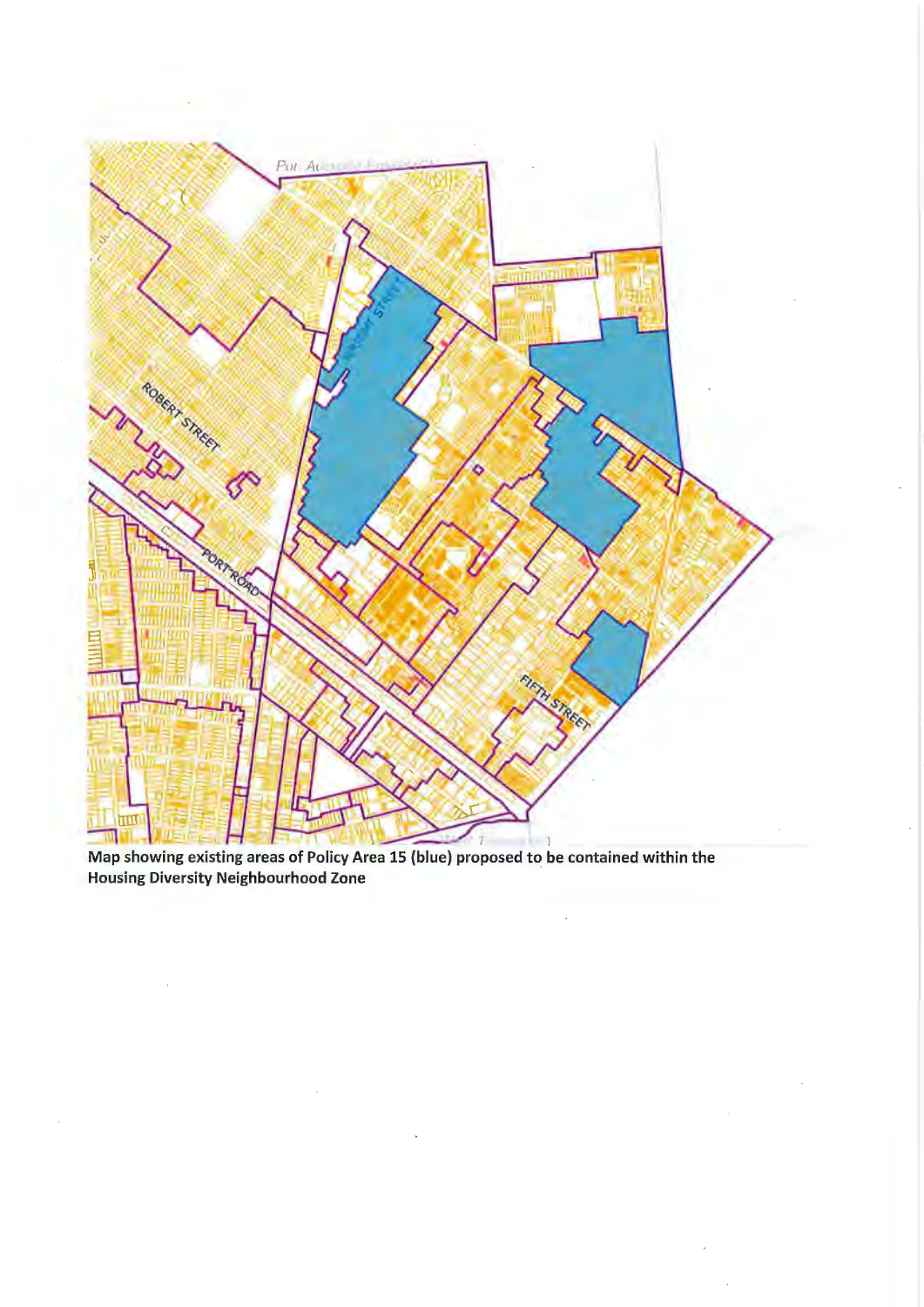Port Adelaide Enfield

ROBERT STREET

PORT ROAD

FIFTH STREET

**Map showing existing areas of Policy Area 15 (blue) proposed to be contained within the Housing Diversity Neighbourhood Zone**